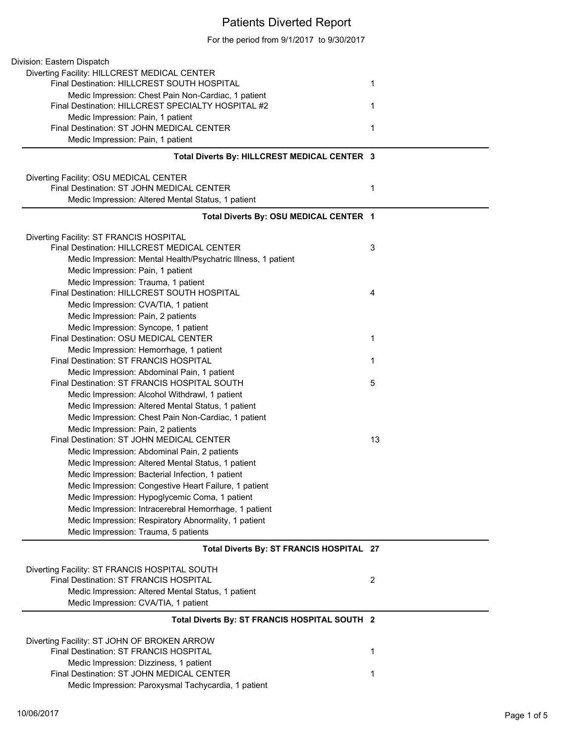# Patients Diverted Report

For the period from 9/1/2017 to 9/30/2017

Division: Eastern Dispatch

Diverting Facility: HILLCREST MEDICAL CENTER

- Final Destination: HILLCREST SOUTH HOSPITAL — 1
  - Medic Impression: Chest Pain Non-Cardiac, 1 patient
- Final Destination: HILLCREST SPECIALTY HOSPITAL #2 — 1
  - Medic Impression: Pain, 1 patient
- Final Destination: ST JOHN MEDICAL CENTER — 1
  - Medic Impression: Pain, 1 patient

**Total Diverts By: HILLCREST MEDICAL CENTER 3**

Diverting Facility: OSU MEDICAL CENTER

- Final Destination: ST JOHN MEDICAL CENTER — 1
  - Medic Impression: Altered Mental Status, 1 patient

**Total Diverts By: OSU MEDICAL CENTER 1**

Diverting Facility: ST FRANCIS HOSPITAL

- Final Destination: HILLCREST MEDICAL CENTER — 3
  - Medic Impression: Mental Health/Psychatric Illness, 1 patient
  - Medic Impression: Pain, 1 patient
  - Medic Impression: Trauma, 1 patient
- Final Destination: HILLCREST SOUTH HOSPITAL — 4
  - Medic Impression: CVA/TIA, 1 patient
  - Medic Impression: Pain, 2 patients
  - Medic Impression: Syncope, 1 patient
- Final Destination: OSU MEDICAL CENTER — 1
  - Medic Impression: Hemorrhage, 1 patient
- Final Destination: ST FRANCIS HOSPITAL — 1
  - Medic Impression: Abdominal Pain, 1 patient
- Final Destination: ST FRANCIS HOSPITAL SOUTH — 5
  - Medic Impression: Alcohol Withdrawl, 1 patient
  - Medic Impression: Altered Mental Status, 1 patient
  - Medic Impression: Chest Pain Non-Cardiac, 1 patient
  - Medic Impression: Pain, 2 patients
- Final Destination: ST JOHN MEDICAL CENTER — 13
  - Medic Impression: Abdominal Pain, 2 patients
  - Medic Impression: Altered Mental Status, 1 patient
  - Medic Impression: Bacterial Infection, 1 patient
  - Medic Impression: Congestive Heart Failure, 1 patient
  - Medic Impression: Hypoglycemic Coma, 1 patient
  - Medic Impression: Intracerebral Hemorrhage, 1 patient
  - Medic Impression: Respiratory Abnormality, 1 patient
  - Medic Impression: Trauma, 5 patients

**Total Diverts By: ST FRANCIS HOSPITAL 27**

Diverting Facility: ST FRANCIS HOSPITAL SOUTH

- Final Destination: ST FRANCIS HOSPITAL — 2
  - Medic Impression: Altered Mental Status, 1 patient
  - Medic Impression: CVA/TIA, 1 patient

**Total Diverts By: ST FRANCIS HOSPITAL SOUTH 2**

Diverting Facility: ST JOHN OF BROKEN ARROW

- Final Destination: ST FRANCIS HOSPITAL — 1
  - Medic Impression: Dizziness, 1 patient
- Final Destination: ST JOHN MEDICAL CENTER — 1
  - Medic Impression: Paroxysmal Tachycardia, 1 patient

10/06/2017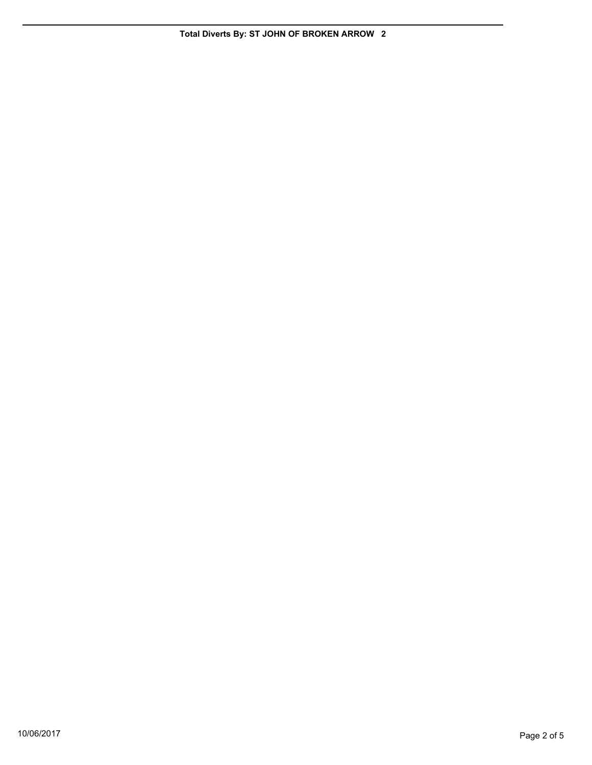**Total Diverts By: ST JOHN OF BROKEN ARROW 2**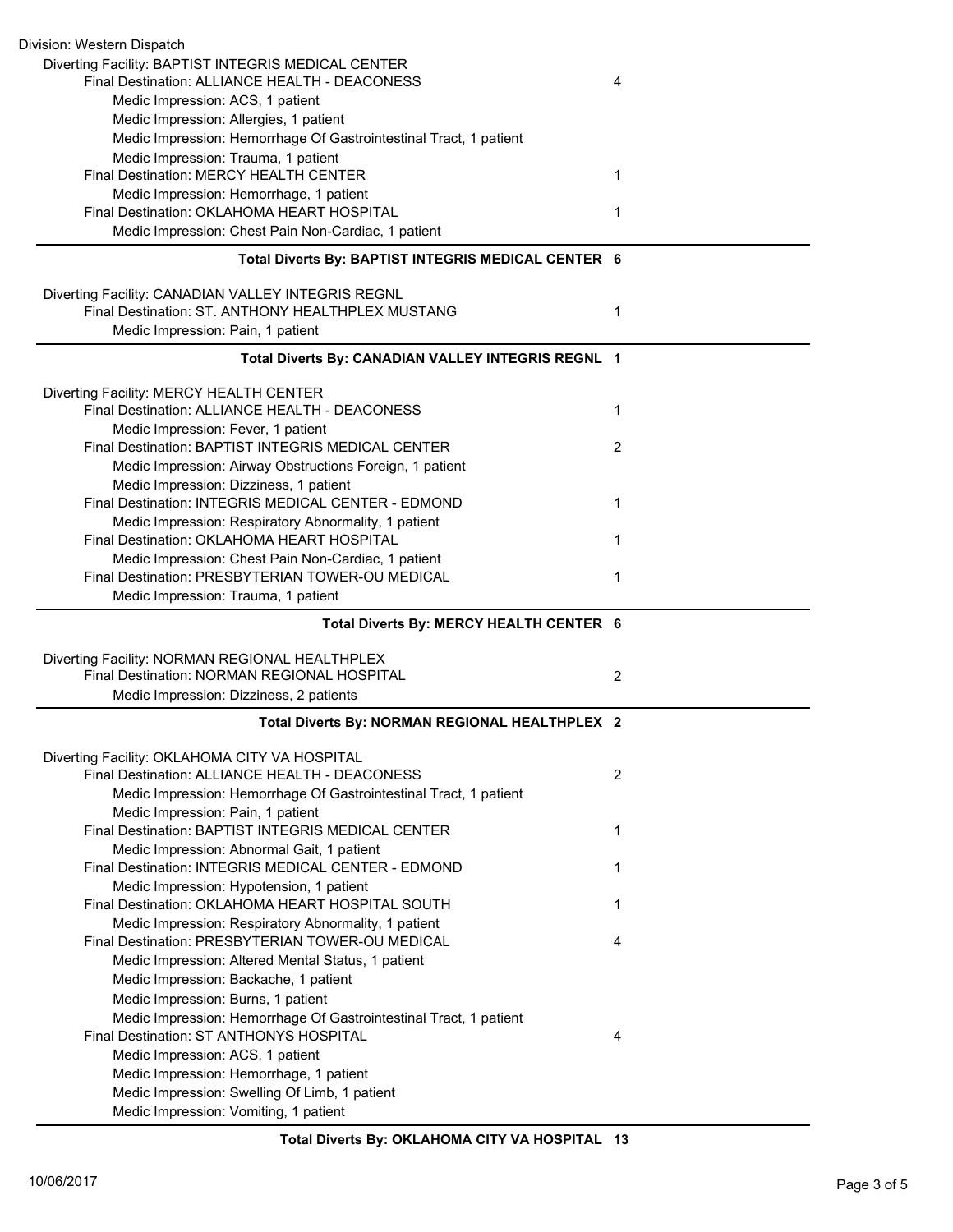Division: Western Dispatch

Diverting Facility: BAPTIST INTEGRIS MEDICAL CENTER

- Final Destination: ALLIANCE HEALTH - DEACONESS — 4
  - Medic Impression: ACS, 1 patient
  - Medic Impression: Allergies, 1 patient
  - Medic Impression: Hemorrhage Of Gastrointestinal Tract, 1 patient
  - Medic Impression: Trauma, 1 patient
- Final Destination: MERCY HEALTH CENTER — 1
  - Medic Impression: Hemorrhage, 1 patient
- Final Destination: OKLAHOMA HEART HOSPITAL — 1
  - Medic Impression: Chest Pain Non-Cardiac, 1 patient

**Total Diverts By: BAPTIST INTEGRIS MEDICAL CENTER 6**

Diverting Facility: CANADIAN VALLEY INTEGRIS REGNL

- Final Destination: ST. ANTHONY HEALTHPLEX MUSTANG — 1
  - Medic Impression: Pain, 1 patient

**Total Diverts By: CANADIAN VALLEY INTEGRIS REGNL 1**

Diverting Facility: MERCY HEALTH CENTER

- Final Destination: ALLIANCE HEALTH - DEACONESS — 1
  - Medic Impression: Fever, 1 patient
- Final Destination: BAPTIST INTEGRIS MEDICAL CENTER — 2
  - Medic Impression: Airway Obstructions Foreign, 1 patient
  - Medic Impression: Dizziness, 1 patient
- Final Destination: INTEGRIS MEDICAL CENTER - EDMOND — 1
  - Medic Impression: Respiratory Abnormality, 1 patient
- Final Destination: OKLAHOMA HEART HOSPITAL — 1
  - Medic Impression: Chest Pain Non-Cardiac, 1 patient
- Final Destination: PRESBYTERIAN TOWER-OU MEDICAL — 1
  - Medic Impression: Trauma, 1 patient

**Total Diverts By: MERCY HEALTH CENTER 6**

Diverting Facility: NORMAN REGIONAL HEALTHPLEX

- Final Destination: NORMAN REGIONAL HOSPITAL — 2
  - Medic Impression: Dizziness, 2 patients

**Total Diverts By: NORMAN REGIONAL HEALTHPLEX 2**

Diverting Facility: OKLAHOMA CITY VA HOSPITAL

- Final Destination: ALLIANCE HEALTH - DEACONESS — 2
  - Medic Impression: Hemorrhage Of Gastrointestinal Tract, 1 patient
  - Medic Impression: Pain, 1 patient
- Final Destination: BAPTIST INTEGRIS MEDICAL CENTER — 1
  - Medic Impression: Abnormal Gait, 1 patient
- Final Destination: INTEGRIS MEDICAL CENTER - EDMOND — 1
  - Medic Impression: Hypotension, 1 patient
- Final Destination: OKLAHOMA HEART HOSPITAL SOUTH — 1
  - Medic Impression: Respiratory Abnormality, 1 patient
- Final Destination: PRESBYTERIAN TOWER-OU MEDICAL — 4
  - Medic Impression: Altered Mental Status, 1 patient
  - Medic Impression: Backache, 1 patient
  - Medic Impression: Burns, 1 patient
  - Medic Impression: Hemorrhage Of Gastrointestinal Tract, 1 patient
- Final Destination: ST ANTHONYS HOSPITAL — 4
  - Medic Impression: ACS, 1 patient
  - Medic Impression: Hemorrhage, 1 patient
  - Medic Impression: Swelling Of Limb, 1 patient
  - Medic Impression: Vomiting, 1 patient

**Total Diverts By: OKLAHOMA CITY VA HOSPITAL 13**

10/06/2017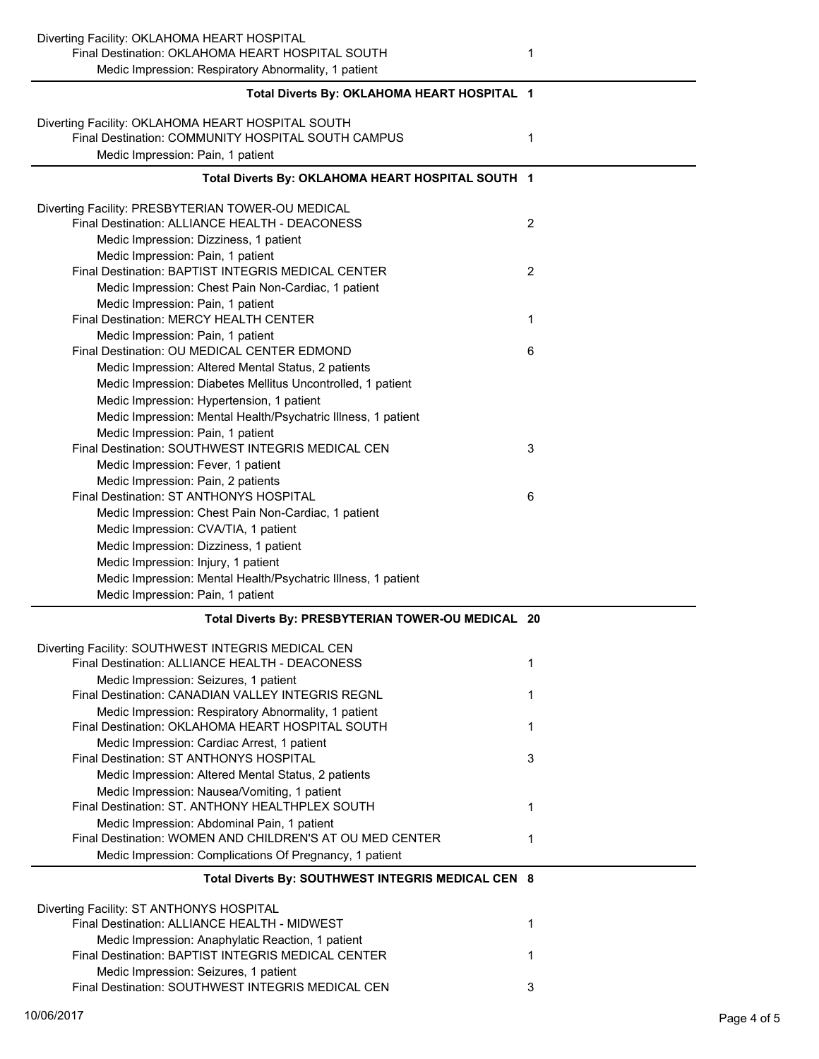Diverting Facility: OKLAHOMA HEART HOSPITAL

| | |
|---|---|
| Final Destination: OKLAHOMA HEART HOSPITAL SOUTH | 1 |
| Medic Impression: Respiratory Abnormality, 1 patient | |

**Total Diverts By: OKLAHOMA HEART HOSPITAL 1**

Diverting Facility: OKLAHOMA HEART HOSPITAL SOUTH

| | |
|---|---|
| Final Destination: COMMUNITY HOSPITAL SOUTH CAMPUS | 1 |
| Medic Impression: Pain, 1 patient | |

**Total Diverts By: OKLAHOMA HEART HOSPITAL SOUTH 1**

Diverting Facility: PRESBYTERIAN TOWER-OU MEDICAL

| | |
|---|---|
| Final Destination: ALLIANCE HEALTH - DEACONESS | 2 |
| Medic Impression: Dizziness, 1 patient | |
| Medic Impression: Pain, 1 patient | |
| Final Destination: BAPTIST INTEGRIS MEDICAL CENTER | 2 |
| Medic Impression: Chest Pain Non-Cardiac, 1 patient | |
| Medic Impression: Pain, 1 patient | |
| Final Destination: MERCY HEALTH CENTER | 1 |
| Medic Impression: Pain, 1 patient | |
| Final Destination: OU MEDICAL CENTER EDMOND | 6 |
| Medic Impression: Altered Mental Status, 2 patients | |
| Medic Impression: Diabetes Mellitus Uncontrolled, 1 patient | |
| Medic Impression: Hypertension, 1 patient | |
| Medic Impression: Mental Health/Psychatric Illness, 1 patient | |
| Medic Impression: Pain, 1 patient | |
| Final Destination: SOUTHWEST INTEGRIS MEDICAL CEN | 3 |
| Medic Impression: Fever, 1 patient | |
| Medic Impression: Pain, 2 patients | |
| Final Destination: ST ANTHONYS HOSPITAL | 6 |
| Medic Impression: Chest Pain Non-Cardiac, 1 patient | |
| Medic Impression: CVA/TIA, 1 patient | |
| Medic Impression: Dizziness, 1 patient | |
| Medic Impression: Injury, 1 patient | |
| Medic Impression: Mental Health/Psychatric Illness, 1 patient | |
| Medic Impression: Pain, 1 patient | |

**Total Diverts By: PRESBYTERIAN TOWER-OU MEDICAL 20**

Diverting Facility: SOUTHWEST INTEGRIS MEDICAL CEN

| | |
|---|---|
| Final Destination: ALLIANCE HEALTH - DEACONESS | 1 |
| Medic Impression: Seizures, 1 patient | |
| Final Destination: CANADIAN VALLEY INTEGRIS REGNL | 1 |
| Medic Impression: Respiratory Abnormality, 1 patient | |
| Final Destination: OKLAHOMA HEART HOSPITAL SOUTH | 1 |
| Medic Impression: Cardiac Arrest, 1 patient | |
| Final Destination: ST ANTHONYS HOSPITAL | 3 |
| Medic Impression: Altered Mental Status, 2 patients | |
| Medic Impression: Nausea/Vomiting, 1 patient | |
| Final Destination: ST. ANTHONY HEALTHPLEX SOUTH | 1 |
| Medic Impression: Abdominal Pain, 1 patient | |
| Final Destination: WOMEN AND CHILDREN'S AT OU MED CENTER | 1 |
| Medic Impression: Complications Of Pregnancy, 1 patient | |

**Total Diverts By: SOUTHWEST INTEGRIS MEDICAL CEN 8**

Diverting Facility: ST ANTHONYS HOSPITAL

| | |
|---|---|
| Final Destination: ALLIANCE HEALTH - MIDWEST | 1 |
| Medic Impression: Anaphylatic Reaction, 1 patient | |
| Final Destination: BAPTIST INTEGRIS MEDICAL CENTER | 1 |
| Medic Impression: Seizures, 1 patient | |
| Final Destination: SOUTHWEST INTEGRIS MEDICAL CEN | 3 |

10/06/2017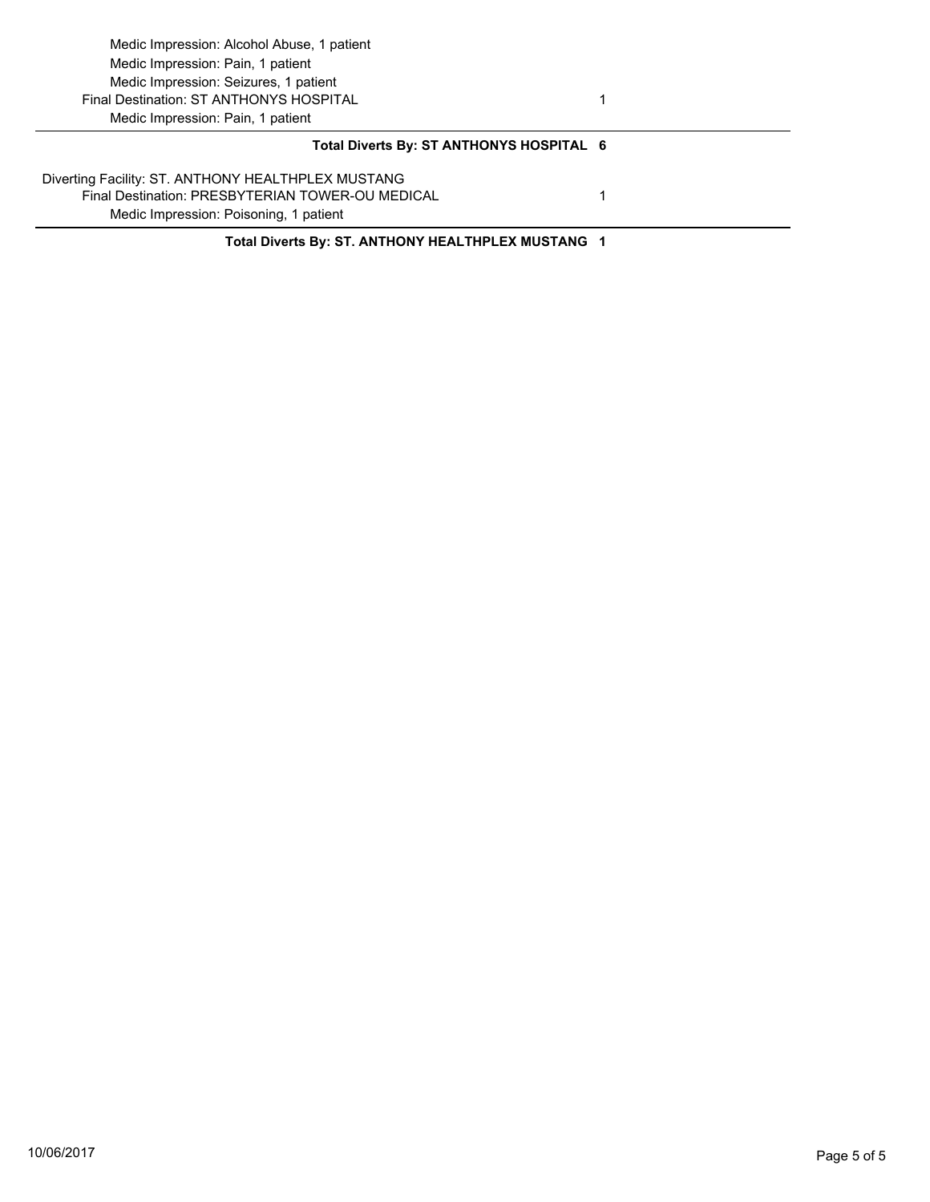Medic Impression: Alcohol Abuse, 1 patient

Medic Impression: Pain, 1 patient

Medic Impression: Seizures, 1 patient

Final Destination: ST ANTHONYS HOSPITAL 1

Medic Impression: Pain, 1 patient

**Total Diverts By: ST ANTHONYS HOSPITAL 6**

Diverting Facility: ST. ANTHONY HEALTHPLEX MUSTANG

Final Destination: PRESBYTERIAN TOWER-OU MEDICAL 1

Medic Impression: Poisoning, 1 patient

**Total Diverts By: ST. ANTHONY HEALTHPLEX MUSTANG 1**

10/06/2017